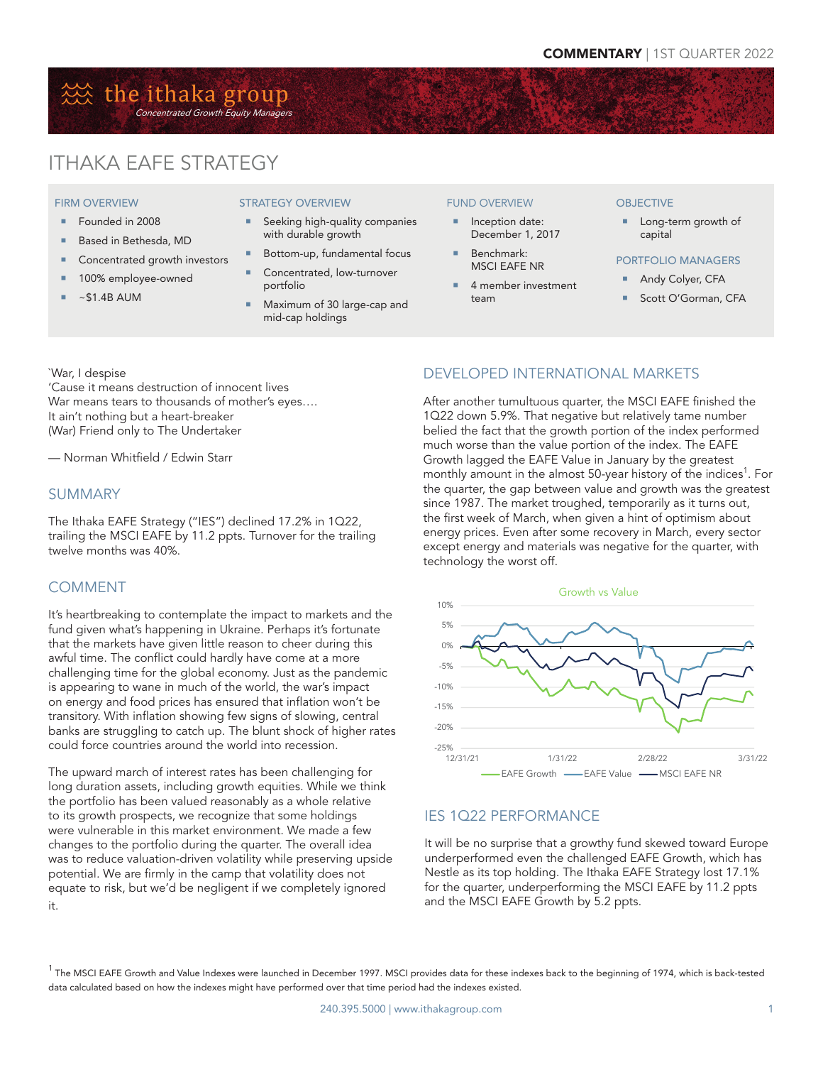**COMMENTARY** | 1ST QUARTER 2022

# the ithaka group

*Concentrated Growth Equity Managers*

# ITHAKA EAFE STRATEGY

### FIRM OVERVIEW

- Founded in 2008
- Based in Bethesda, MD
- Concentrated growth investors
- 100% employee-owned
- ~$1.4B AUM

### STRATEGY OVERVIEW

- Seeking high-quality companies with durable growth
- Bottom-up, fundamental focus
- Concentrated, low-turnover portfolio
- Maximum of 30 large-cap and mid-cap holdings

### FUND OVERVIEW

- Inception date: December 1, 2017
- Benchmark: MSCI EAFE NR
- 4 member investment team

### OBJECTIVE

- Long-term growth of capital

### PORTFOLIO MANAGERS

- Andy Colyer, CFA
- Scott O'Gorman, CFA

`War, I despise
'Cause it means destruction of innocent lives
War means tears to thousands of mother's eyes….
It ain't nothing but a heart-breaker
(War) Friend only to The Undertaker

— Norman Whitfield / Edwin Starr

## SUMMARY

The Ithaka EAFE Strategy ("IES") declined 17.2% in 1Q22, trailing the MSCI EAFE by 11.2 ppts. Turnover for the trailing twelve months was 40%.

## COMMENT

It's heartbreaking to contemplate the impact to markets and the fund given what's happening in Ukraine. Perhaps it's fortunate that the markets have given little reason to cheer during this awful time. The conflict could hardly have come at a more challenging time for the global economy. Just as the pandemic is appearing to wane in much of the world, the war's impact on energy and food prices has ensured that inflation won't be transitory. With inflation showing few signs of slowing, central banks are struggling to catch up. The blunt shock of higher rates could force countries around the world into recession.

The upward march of interest rates has been challenging for long duration assets, including growth equities. While we think the portfolio has been valued reasonably as a whole relative to its growth prospects, we recognize that some holdings were vulnerable in this market environment. We made a few changes to the portfolio during the quarter. The overall idea was to reduce valuation-driven volatility while preserving upside potential. We are firmly in the camp that volatility does not equate to risk, but we'd be negligent if we completely ignored it.

## DEVELOPED INTERNATIONAL MARKETS

After another tumultuous quarter, the MSCI EAFE finished the 1Q22 down 5.9%. That negative but relatively tame number belied the fact that the growth portion of the index performed much worse than the value portion of the index. The EAFE Growth lagged the EAFE Value in January by the greatest monthly amount in the almost 50-year history of the indices[1]. For the quarter, the gap between value and growth was the greatest since 1987. The market troughed, temporarily as it turns out, the first week of March, when given a hint of optimism about energy prices. Even after some recovery in March, every sector except energy and materials was negative for the quarter, with technology the worst off.

Growth vs Value

(Chart: EAFE Growth, EAFE Value, MSCI EAFE NR; 12/31/21 – 3/31/22; y-axis -25% to 10%)

## IES 1Q22 PERFORMANCE

It will be no surprise that a growthy fund skewed toward Europe underperformed even the challenged EAFE Growth, which has Nestle as its top holding. The Ithaka EAFE Strategy lost 17.1% for the quarter, underperforming the MSCI EAFE by 11.2 ppts and the MSCI EAFE Growth by 5.2 ppts.

[1] The MSCI EAFE Growth and Value Indexes were launched in December 1997. MSCI provides data for these indexes back to the beginning of 1974, which is back-tested data calculated based on how the indexes might have performed over that time period had the indexes existed.

240.395.5000 | www.ithakagroup.com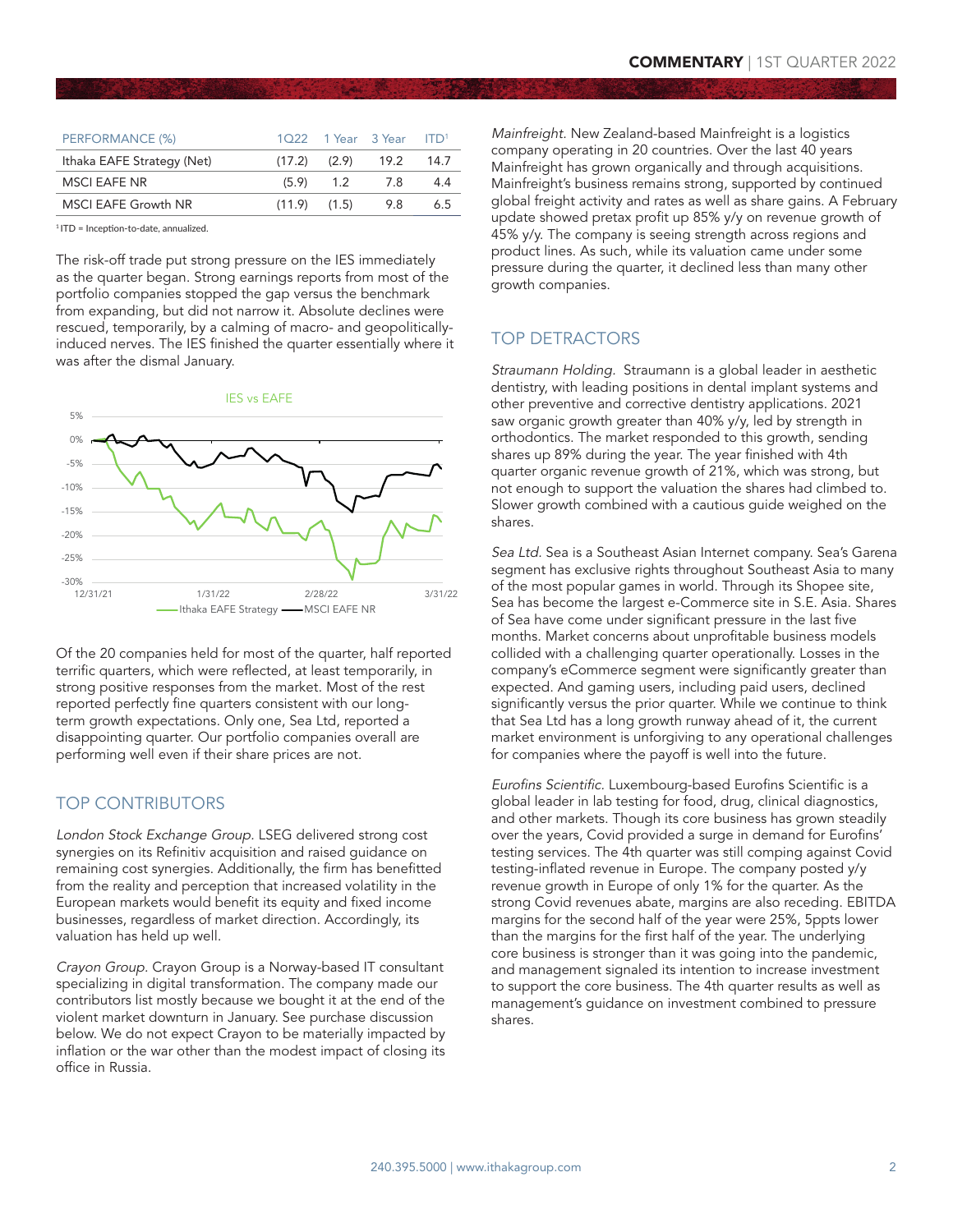| PERFORMANCE (%) | 1Q22 | 1 Year | 3 Year | ITD[1] |
|---|---|---|---|---|
| Ithaka EAFE Strategy (Net) | (17.2) | (2.9) | 19.2 | 14.7 |
| MSCI EAFE NR | (5.9) | 1.2 | 7.8 | 4.4 |
| MSCI EAFE Growth NR | (11.9) | (1.5) | 9.8 | 6.5 |

[1] ITD = Inception-to-date, annualized.

The risk-off trade put strong pressure on the IES immediately as the quarter began. Strong earnings reports from most of the portfolio companies stopped the gap versus the benchmark from expanding, but did not narrow it. Absolute declines were rescued, temporarily, by a calming of macro- and geopolitically-induced nerves. The IES finished the quarter essentially where it was after the dismal January.

IES vs EAFE

Of the 20 companies held for most of the quarter, half reported terrific quarters, which were reflected, at least temporarily, in strong positive responses from the market. Most of the rest reported perfectly fine quarters consistent with our long-term growth expectations. Only one, Sea Ltd, reported a disappointing quarter. Our portfolio companies overall are performing well even if their share prices are not.

## TOP CONTRIBUTORS

*London Stock Exchange Group.* LSEG delivered strong cost synergies on its Refinitiv acquisition and raised guidance on remaining cost synergies. Additionally, the firm has benefitted from the reality and perception that increased volatility in the European markets would benefit its equity and fixed income businesses, regardless of market direction. Accordingly, its valuation has held up well.

*Crayon Group.* Crayon Group is a Norway-based IT consultant specializing in digital transformation. The company made our contributors list mostly because we bought it at the end of the violent market downturn in January. See purchase discussion below. We do not expect Crayon to be materially impacted by inflation or the war other than the modest impact of closing its office in Russia.

*Mainfreight.* New Zealand-based Mainfreight is a logistics company operating in 20 countries. Over the last 40 years Mainfreight has grown organically and through acquisitions. Mainfreight's business remains strong, supported by continued global freight activity and rates as well as share gains. A February update showed pretax profit up 85% y/y on revenue growth of 45% y/y. The company is seeing strength across regions and product lines. As such, while its valuation came under some pressure during the quarter, it declined less than many other growth companies.

## TOP DETRACTORS

*Straumann Holding.* Straumann is a global leader in aesthetic dentistry, with leading positions in dental implant systems and other preventive and corrective dentistry applications. 2021 saw organic growth greater than 40% y/y, led by strength in orthodontics. The market responded to this growth, sending shares up 89% during the year. The year finished with 4th quarter organic revenue growth of 21%, which was strong, but not enough to support the valuation the shares had climbed to. Slower growth combined with a cautious guide weighed on the shares.

*Sea Ltd.* Sea is a Southeast Asian Internet company. Sea's Garena segment has exclusive rights throughout Southeast Asia to many of the most popular games in world. Through its Shopee site, Sea has become the largest e-Commerce site in S.E. Asia. Shares of Sea have come under significant pressure in the last five months. Market concerns about unprofitable business models collided with a challenging quarter operationally. Losses in the company's eCommerce segment were significantly greater than expected. And gaming users, including paid users, declined significantly versus the prior quarter. While we continue to think that Sea Ltd has a long growth runway ahead of it, the current market environment is unforgiving to any operational challenges for companies where the payoff is well into the future.

*Eurofins Scientific.* Luxembourg-based Eurofins Scientific is a global leader in lab testing for food, drug, clinical diagnostics, and other markets. Though its core business has grown steadily over the years, Covid provided a surge in demand for Eurofins' testing services. The 4th quarter was still comping against Covid testing-inflated revenue in Europe. The company posted y/y revenue growth in Europe of only 1% for the quarter. As the strong Covid revenues abate, margins are also receding. EBITDA margins for the second half of the year were 25%, 5ppts lower than the margins for the first half of the year. The underlying core business is stronger than it was going into the pandemic, and management signaled its intention to increase investment to support the core business. The 4th quarter results as well as management's guidance on investment combined to pressure shares.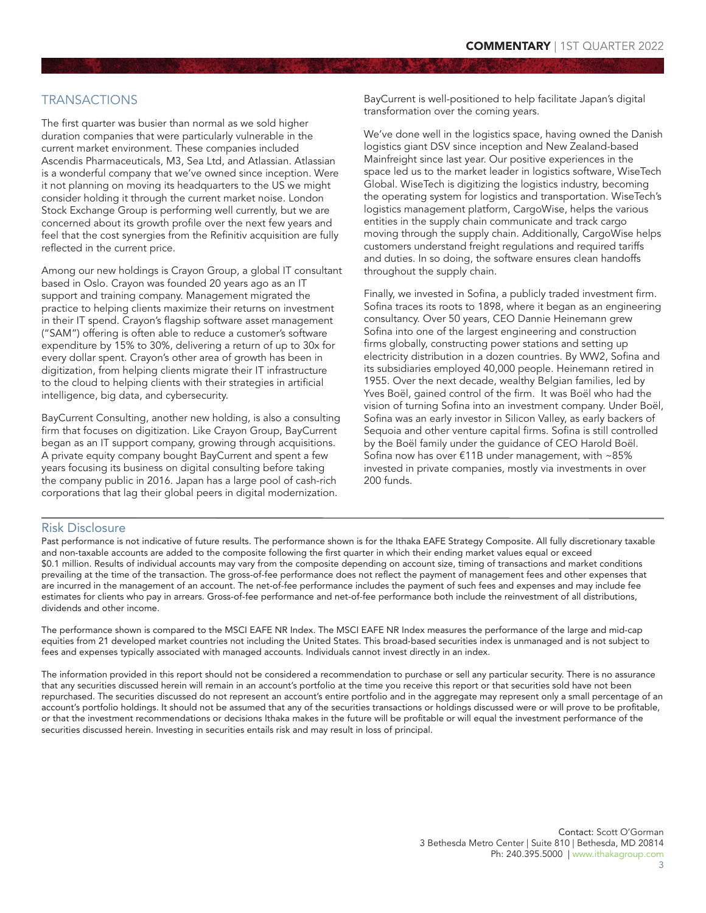## TRANSACTIONS

The first quarter was busier than normal as we sold higher duration companies that were particularly vulnerable in the current market environment. These companies included Ascendis Pharmaceuticals, M3, Sea Ltd, and Atlassian. Atlassian is a wonderful company that we've owned since inception. Were it not planning on moving its headquarters to the US we might consider holding it through the current market noise. London Stock Exchange Group is performing well currently, but we are concerned about its growth profile over the next few years and feel that the cost synergies from the Refinitiv acquisition are fully reflected in the current price.

Among our new holdings is Crayon Group, a global IT consultant based in Oslo. Crayon was founded 20 years ago as an IT support and training company. Management migrated the practice to helping clients maximize their returns on investment in their IT spend. Crayon's flagship software asset management ("SAM") offering is often able to reduce a customer's software expenditure by 15% to 30%, delivering a return of up to 30x for every dollar spent. Crayon's other area of growth has been in digitization, from helping clients migrate their IT infrastructure to the cloud to helping clients with their strategies in artificial intelligence, big data, and cybersecurity.

BayCurrent Consulting, another new holding, is also a consulting firm that focuses on digitization. Like Crayon Group, BayCurrent began as an IT support company, growing through acquisitions. A private equity company bought BayCurrent and spent a few years focusing its business on digital consulting before taking the company public in 2016. Japan has a large pool of cash-rich corporations that lag their global peers in digital modernization. BayCurrent is well-positioned to help facilitate Japan's digital transformation over the coming years.

We've done well in the logistics space, having owned the Danish logistics giant DSV since inception and New Zealand-based Mainfreight since last year. Our positive experiences in the space led us to the market leader in logistics software, WiseTech Global. WiseTech is digitizing the logistics industry, becoming the operating system for logistics and transportation. WiseTech's logistics management platform, CargoWise, helps the various entities in the supply chain communicate and track cargo moving through the supply chain. Additionally, CargoWise helps customers understand freight regulations and required tariffs and duties. In so doing, the software ensures clean handoffs throughout the supply chain.

Finally, we invested in Sofina, a publicly traded investment firm. Sofina traces its roots to 1898, where it began as an engineering consultancy. Over 50 years, CEO Dannie Heinemann grew Sofina into one of the largest engineering and construction firms globally, constructing power stations and setting up electricity distribution in a dozen countries. By WW2, Sofina and its subsidiaries employed 40,000 people. Heinemann retired in 1955. Over the next decade, wealthy Belgian families, led by Yves Boël, gained control of the firm. It was Boël who had the vision of turning Sofina into an investment company. Under Boël, Sofina was an early investor in Silicon Valley, as early backers of Sequoia and other venture capital firms. Sofina is still controlled by the Boël family under the guidance of CEO Harold Boël. Sofina now has over €11B under management, with ~85% invested in private companies, mostly via investments in over 200 funds.

## Risk Disclosure

Past performance is not indicative of future results. The performance shown is for the Ithaka EAFE Strategy Composite. All fully discretionary taxable and non-taxable accounts are added to the composite following the first quarter in which their ending market values equal or exceed $0.1 million. Results of individual accounts may vary from the composite depending on account size, timing of transactions and market conditions prevailing at the time of the transaction. The gross-of-fee performance does not reflect the payment of management fees and other expenses that are incurred in the management of an account. The net-of-fee performance includes the payment of such fees and expenses and may include fee estimates for clients who pay in arrears. Gross-of-fee performance and net-of-fee performance both include the reinvestment of all distributions, dividends and other income.

The performance shown is compared to the MSCI EAFE NR Index. The MSCI EAFE NR Index measures the performance of the large and mid-cap equities from 21 developed market countries not including the United States. This broad-based securities index is unmanaged and is not subject to fees and expenses typically associated with managed accounts. Individuals cannot invest directly in an index.

The information provided in this report should not be considered a recommendation to purchase or sell any particular security. There is no assurance that any securities discussed herein will remain in an account's portfolio at the time you receive this report or that securities sold have not been repurchased. The securities discussed do not represent an account's entire portfolio and in the aggregate may represent only a small percentage of an account's portfolio holdings. It should not be assumed that any of the securities transactions or holdings discussed were or will prove to be profitable, or that the investment recommendations or decisions Ithaka makes in the future will be profitable or will equal the investment performance of the securities discussed herein. Investing in securities entails risk and may result in loss of principal.

Contact: Scott O'Gorman
3 Bethesda Metro Center | Suite 810 | Bethesda, MD 20814
Ph: 240.395.5000 | www.ithakagroup.com